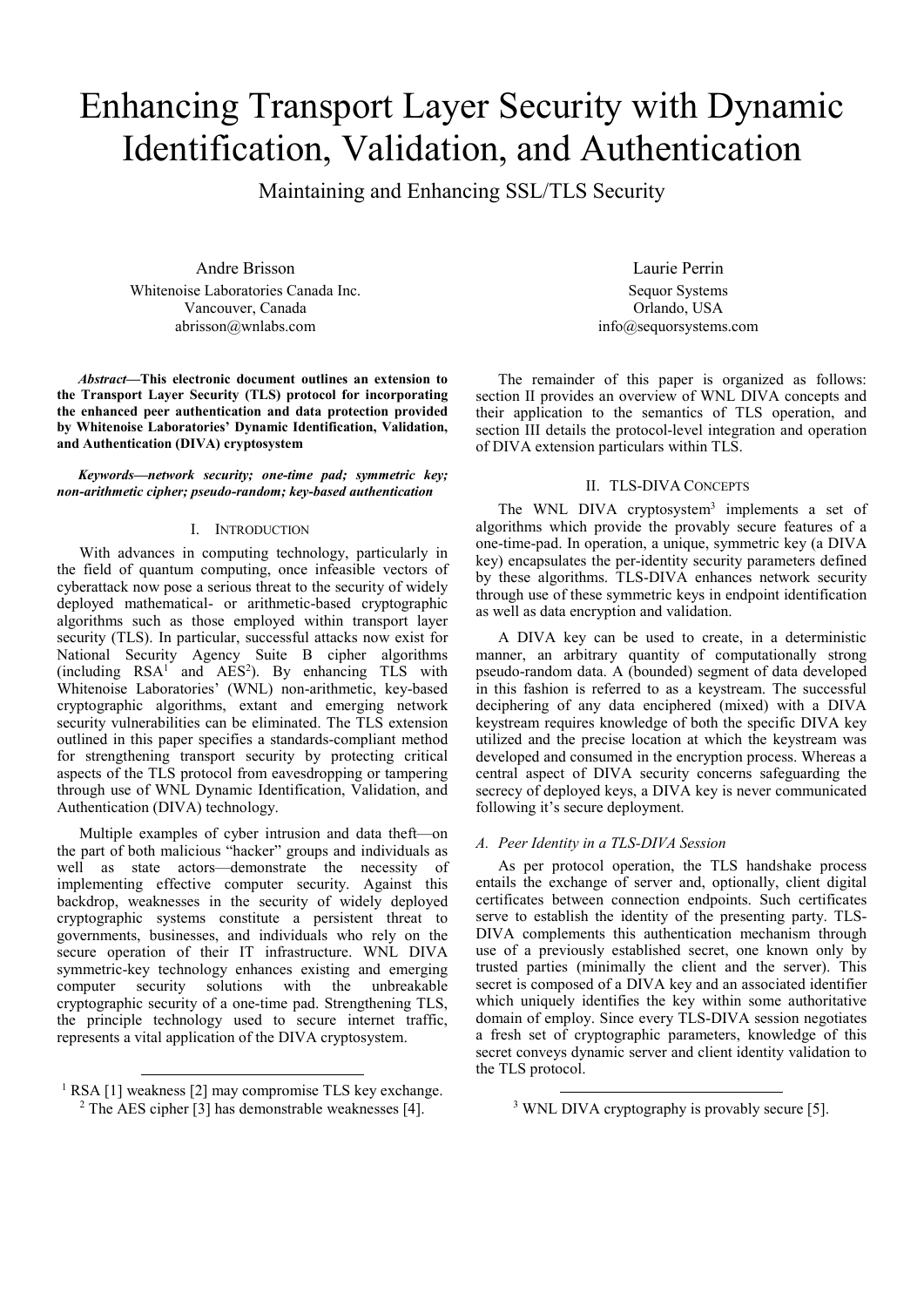# Enhancing Transport Layer Security with Dynamic Identification, Validation, and Authentication

## Maintaining and Enhancing SSL/TLS Security

Andre Brisson
Whitenoise Laboratories Canada Inc.
Vancouver, Canada
abrisson@wnlabs.com

Laurie Perrin
Sequor Systems
Orlando, USA
info@sequorsystems.com

***Abstract*—This electronic document outlines an extension to the Transport Layer Security (TLS) protocol for incorporating the enhanced peer authentication and data protection provided by Whitenoise Laboratories' Dynamic Identification, Validation, and Authentication (DIVA) cryptosystem**

***Keywords—network security; one-time pad; symmetric key; non-arithmetic cipher; pseudo-random; key-based authentication***

## I. Introduction

With advances in computing technology, particularly in the field of quantum computing, once infeasible vectors of cyberattack now pose a serious threat to the security of widely deployed mathematical- or arithmetic-based cryptographic algorithms such as those employed within transport layer security (TLS). In particular, successful attacks now exist for National Security Agency Suite B cipher algorithms (including RSA[1] and AES[2]). By enhancing TLS with Whitenoise Laboratories' (WNL) non-arithmetic, key-based cryptographic algorithms, extant and emerging network security vulnerabilities can be eliminated. The TLS extension outlined in this paper specifies a standards-compliant method for strengthening transport security by protecting critical aspects of the TLS protocol from eavesdropping or tampering through use of WNL Dynamic Identification, Validation, and Authentication (DIVA) technology.

Multiple examples of cyber intrusion and data theft—on the part of both malicious "hacker" groups and individuals as well as state actors—demonstrate the necessity of implementing effective computer security. Against this backdrop, weaknesses in the security of widely deployed cryptographic systems constitute a persistent threat to governments, businesses, and individuals who rely on the secure operation of their IT infrastructure. WNL DIVA symmetric-key technology enhances existing and emerging computer security solutions with the unbreakable cryptographic security of a one-time pad. Strengthening TLS, the principle technology used to secure internet traffic, represents a vital application of the DIVA cryptosystem.

[1] RSA [1] weakness [2] may compromise TLS key exchange.

[2] The AES cipher [3] has demonstrable weaknesses [4].

The remainder of this paper is organized as follows: section II provides an overview of WNL DIVA concepts and their application to the semantics of TLS operation, and section III details the protocol-level integration and operation of DIVA extension particulars within TLS.

## II. TLS-DIVA Concepts

The WNL DIVA cryptosystem[3] implements a set of algorithms which provide the provably secure features of a one-time-pad. In operation, a unique, symmetric key (a DIVA key) encapsulates the per-identity security parameters defined by these algorithms. TLS-DIVA enhances network security through use of these symmetric keys in endpoint identification as well as data encryption and validation.

A DIVA key can be used to create, in a deterministic manner, an arbitrary quantity of computationally strong pseudo-random data. A (bounded) segment of data developed in this fashion is referred to as a keystream. The successful deciphering of any data enciphered (mixed) with a DIVA keystream requires knowledge of both the specific DIVA key utilized and the precise location at which the keystream was developed and consumed in the encryption process. Whereas a central aspect of DIVA security concerns safeguarding the secrecy of deployed keys, a DIVA key is never communicated following it's secure deployment.

### A. Peer Identity in a TLS-DIVA Session

As per protocol operation, the TLS handshake process entails the exchange of server and, optionally, client digital certificates between connection endpoints. Such certificates serve to establish the identity of the presenting party. TLS-DIVA complements this authentication mechanism through use of a previously established secret, one known only by trusted parties (minimally the client and the server). This secret is composed of a DIVA key and an associated identifier which uniquely identifies the key within some authoritative domain of employ. Since every TLS-DIVA session negotiates a fresh set of cryptographic parameters, knowledge of this secret conveys dynamic server and client identity validation to the TLS protocol.

[3] WNL DIVA cryptography is provably secure [5].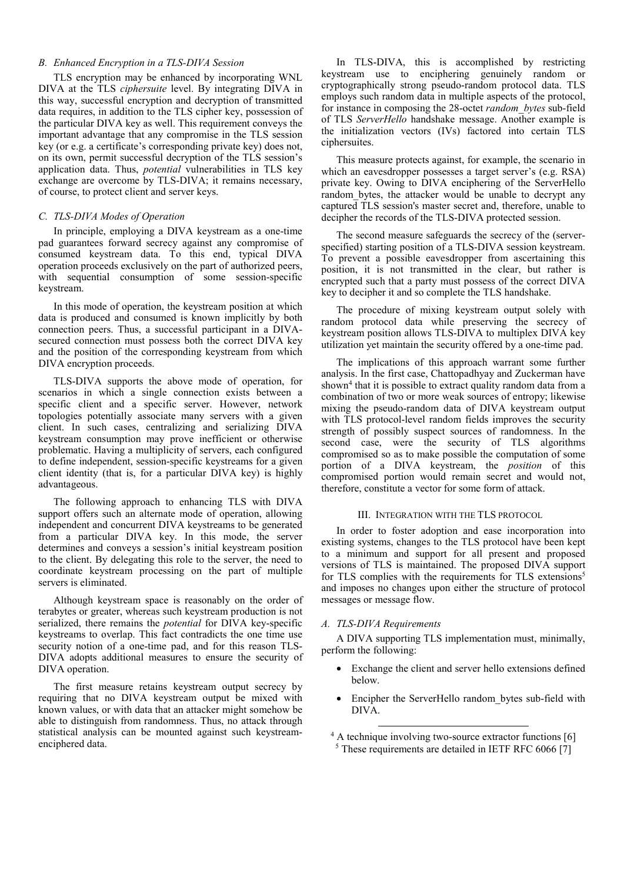### B. Enhanced Encryption in a TLS-DIVA Session

TLS encryption may be enhanced by incorporating WNL DIVA at the TLS *ciphersuite* level. By integrating DIVA in this way, successful encryption and decryption of transmitted data requires, in addition to the TLS cipher key, possession of the particular DIVA key as well. This requirement conveys the important advantage that any compromise in the TLS session key (or e.g. a certificate's corresponding private key) does not, on its own, permit successful decryption of the TLS session's application data. Thus, *potential* vulnerabilities in TLS key exchange are overcome by TLS-DIVA; it remains necessary, of course, to protect client and server keys.

### C. TLS-DIVA Modes of Operation

In principle, employing a DIVA keystream as a one-time pad guarantees forward secrecy against any compromise of consumed keystream data. To this end, typical DIVA operation proceeds exclusively on the part of authorized peers, with sequential consumption of some session-specific keystream.

In this mode of operation, the keystream position at which data is produced and consumed is known implicitly by both connection peers. Thus, a successful participant in a DIVA-secured connection must possess both the correct DIVA key and the position of the corresponding keystream from which DIVA encryption proceeds.

TLS-DIVA supports the above mode of operation, for scenarios in which a single connection exists between a specific client and a specific server. However, network topologies potentially associate many servers with a given client. In such cases, centralizing and serializing DIVA keystream consumption may prove inefficient or otherwise problematic. Having a multiplicity of servers, each configured to define independent, session-specific keystreams for a given client identity (that is, for a particular DIVA key) is highly advantageous.

The following approach to enhancing TLS with DIVA support offers such an alternate mode of operation, allowing independent and concurrent DIVA keystreams to be generated from a particular DIVA key. In this mode, the server determines and conveys a session's initial keystream position to the client. By delegating this role to the server, the need to coordinate keystream processing on the part of multiple servers is eliminated.

Although keystream space is reasonably on the order of terabytes or greater, whereas such keystream production is not serialized, there remains the *potential* for DIVA key-specific keystreams to overlap. This fact contradicts the one time use security notion of a one-time pad, and for this reason TLS-DIVA adopts additional measures to ensure the security of DIVA operation.

The first measure retains keystream output secrecy by requiring that no DIVA keystream output be mixed with known values, or with data that an attacker might somehow be able to distinguish from randomness. Thus, no attack through statistical analysis can be mounted against such keystream-enciphered data.

In TLS-DIVA, this is accomplished by restricting keystream use to enciphering genuinely random or cryptographically strong pseudo-random protocol data. TLS employs such random data in multiple aspects of the protocol, for instance in composing the 28-octet *random_bytes* sub-field of TLS *ServerHello* handshake message. Another example is the initialization vectors (IVs) factored into certain TLS ciphersuites.

This measure protects against, for example, the scenario in which an eavesdropper possesses a target server's (e.g. RSA) private key. Owing to DIVA enciphering of the ServerHello random_bytes, the attacker would be unable to decrypt any captured TLS session's master secret and, therefore, unable to decipher the records of the TLS-DIVA protected session.

The second measure safeguards the secrecy of the (server-specified) starting position of a TLS-DIVA session keystream. To prevent a possible eavesdropper from ascertaining this position, it is not transmitted in the clear, but rather is encrypted such that a party must possess the correct DIVA key to decipher it and so complete the TLS handshake.

The procedure of mixing keystream output solely with random protocol data while preserving the secrecy of keystream position allows TLS-DIVA to multiplex DIVA key utilization yet maintain the security offered by a one-time pad.

The implications of this approach warrant some further analysis. In the first case, Chattopadhyay and Zuckerman have shown[4] that it is possible to extract quality random data from a combination of two or more weak sources of entropy; likewise mixing the pseudo-random data of DIVA keystream output with TLS protocol-level random fields improves the security strength of possibly suspect sources of randomness. In the second case, were the security of TLS algorithms compromised so as to make possible the computation of some portion of a DIVA keystream, the *position* of this compromised portion would remain secret and would not, therefore, constitute a vector for some form of attack.

## III. Integration with the TLS Protocol

In order to foster adoption and ease incorporation into existing systems, changes to the TLS protocol have been kept to a minimum and support for all present and proposed versions of TLS is maintained. The proposed DIVA support for TLS complies with the requirements for TLS extensions[5] and imposes no changes upon either the structure of protocol messages or message flow.

### A. TLS-DIVA Requirements

A DIVA supporting TLS implementation must, minimally, perform the following:

- Exchange the client and server hello extensions defined below.
- Encipher the ServerHello random_bytes sub-field with DIVA.

[4] A technique involving two-source extractor functions [6]

[5] These requirements are detailed in IETF RFC 6066 [7]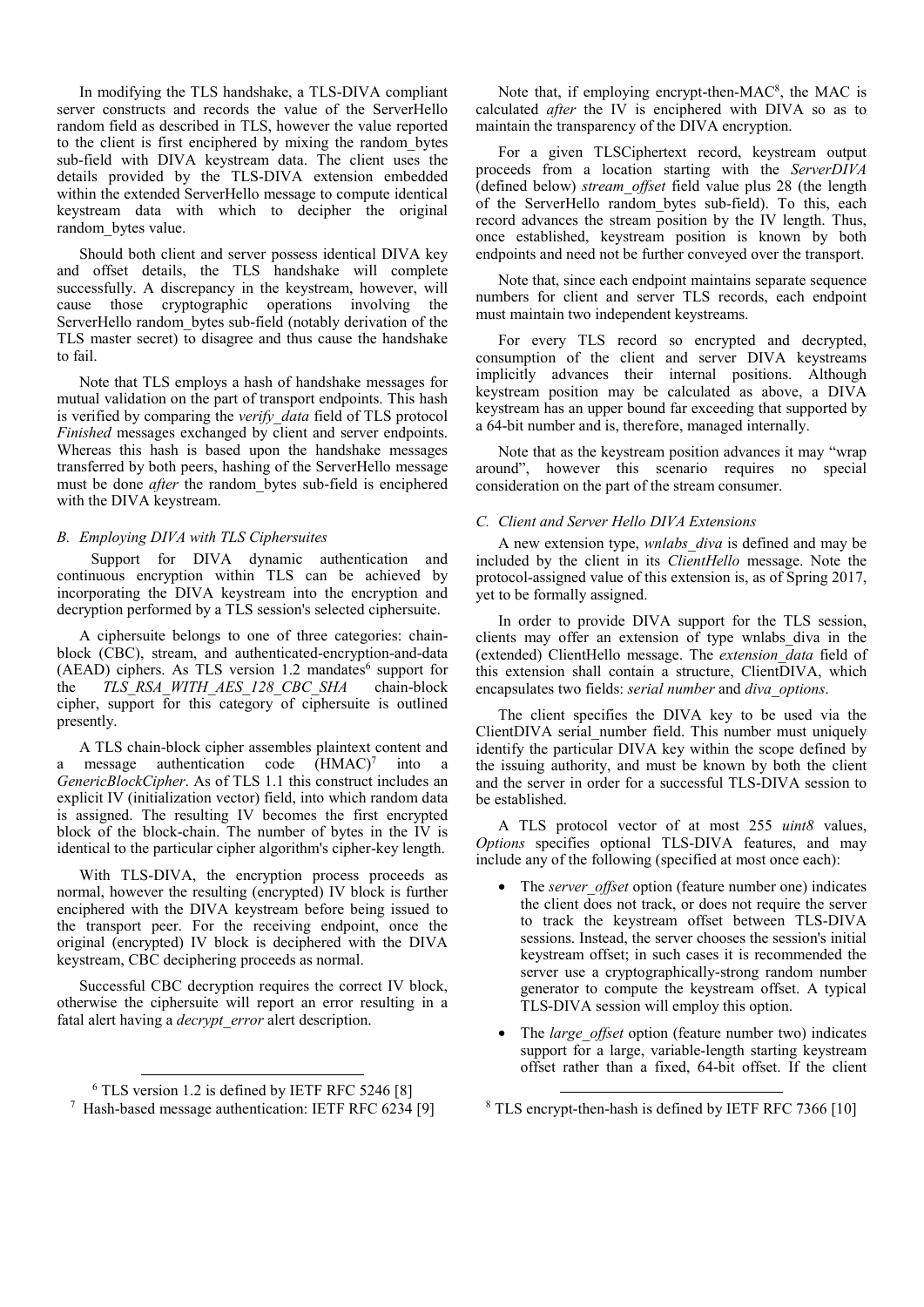In modifying the TLS handshake, a TLS-DIVA compliant server constructs and records the value of the ServerHello random field as described in TLS, however the value reported to the client is first enciphered by mixing the random_bytes sub-field with DIVA keystream data. The client uses the details provided by the TLS-DIVA extension embedded within the extended ServerHello message to compute identical keystream data with which to decipher the original random_bytes value.

Should both client and server possess identical DIVA key and offset details, the TLS handshake will complete successfully. A discrepancy in the keystream, however, will cause those cryptographic operations involving the ServerHello random_bytes sub-field (notably derivation of the TLS master secret) to disagree and thus cause the handshake to fail.

Note that TLS employs a hash of handshake messages for mutual validation on the part of transport endpoints. This hash is verified by comparing the *verify_data* field of TLS protocol *Finished* messages exchanged by client and server endpoints. Whereas this hash is based upon the handshake messages transferred by both peers, hashing of the ServerHello message must be done *after* the random_bytes sub-field is enciphered with the DIVA keystream.

### B. Employing DIVA with TLS Ciphersuites

Support for DIVA dynamic authentication and continuous encryption within TLS can be achieved by incorporating the DIVA keystream into the encryption and decryption performed by a TLS session's selected ciphersuite.

A ciphersuite belongs to one of three categories: chain-block (CBC), stream, and authenticated-encryption-and-data (AEAD) ciphers. As TLS version 1.2 mandates[6] support for the *TLS_RSA_WITH_AES_128_CBC_SHA* chain-block cipher, support for this category of ciphersuite is outlined presently.

A TLS chain-block cipher assembles plaintext content and a message authentication code (HMAC)[7] into a *GenericBlockCipher*. As of TLS 1.1 this construct includes an explicit IV (initialization vector) field, into which random data is assigned. The resulting IV becomes the first encrypted block of the block-chain. The number of bytes in the IV is identical to the particular cipher algorithm's cipher-key length.

With TLS-DIVA, the encryption process proceeds as normal, however the resulting (encrypted) IV block is further enciphered with the DIVA keystream before being issued to the transport peer. For the receiving endpoint, once the original (encrypted) IV block is deciphered with the DIVA keystream, CBC deciphering proceeds as normal.

Successful CBC decryption requires the correct IV block, otherwise the ciphersuite will report an error resulting in a fatal alert having a *decrypt_error* alert description.

Note that, if employing encrypt-then-MAC[8], the MAC is calculated *after* the IV is enciphered with DIVA so as to maintain the transparency of the DIVA encryption.

For a given TLSCiphertext record, keystream output proceeds from a location starting with the *ServerDIVA* (defined below) *stream_offset* field value plus 28 (the length of the ServerHello random_bytes sub-field). To this, each record advances the stream position by the IV length. Thus, once established, keystream position is known by both endpoints and need not be further conveyed over the transport.

Note that, since each endpoint maintains separate sequence numbers for client and server TLS records, each endpoint must maintain two independent keystreams.

For every TLS record so encrypted and decrypted, consumption of the client and server DIVA keystreams implicitly advances their internal positions. Although keystream position may be calculated as above, a DIVA keystream has an upper bound far exceeding that supported by a 64-bit number and is, therefore, managed internally.

Note that as the keystream position advances it may "wrap around", however this scenario requires no special consideration on the part of the stream consumer.

### C. Client and Server Hello DIVA Extensions

A new extension type, *wnlabs_diva* is defined and may be included by the client in its *ClientHello* message. Note the protocol-assigned value of this extension is, as of Spring 2017, yet to be formally assigned.

In order to provide DIVA support for the TLS session, clients may offer an extension of type wnlabs_diva in the (extended) ClientHello message. The *extension_data* field of this extension shall contain a structure, ClientDIVA, which encapsulates two fields: *serial number* and *diva_options*.

The client specifies the DIVA key to be used via the ClientDIVA serial_number field. This number must uniquely identify the particular DIVA key within the scope defined by the issuing authority, and must be known by both the client and the server in order for a successful TLS-DIVA session to be established.

A TLS protocol vector of at most 255 *uint8* values, *Options* specifies optional TLS-DIVA features, and may include any of the following (specified at most once each):

- The *server_offset* option (feature number one) indicates the client does not track, or does not require the server to track the keystream offset between TLS-DIVA sessions. Instead, the server chooses the session's initial keystream offset; in such cases it is recommended the server use a cryptographically-strong random number generator to compute the keystream offset. A typical TLS-DIVA session will employ this option.
- The *large_offset* option (feature number two) indicates support for a large, variable-length starting keystream offset rather than a fixed, 64-bit offset. If the client

[6] TLS version 1.2 is defined by IETF RFC 5246 [8]

[7] Hash-based message authentication: IETF RFC 6234 [9]

[8] TLS encrypt-then-hash is defined by IETF RFC 7366 [10]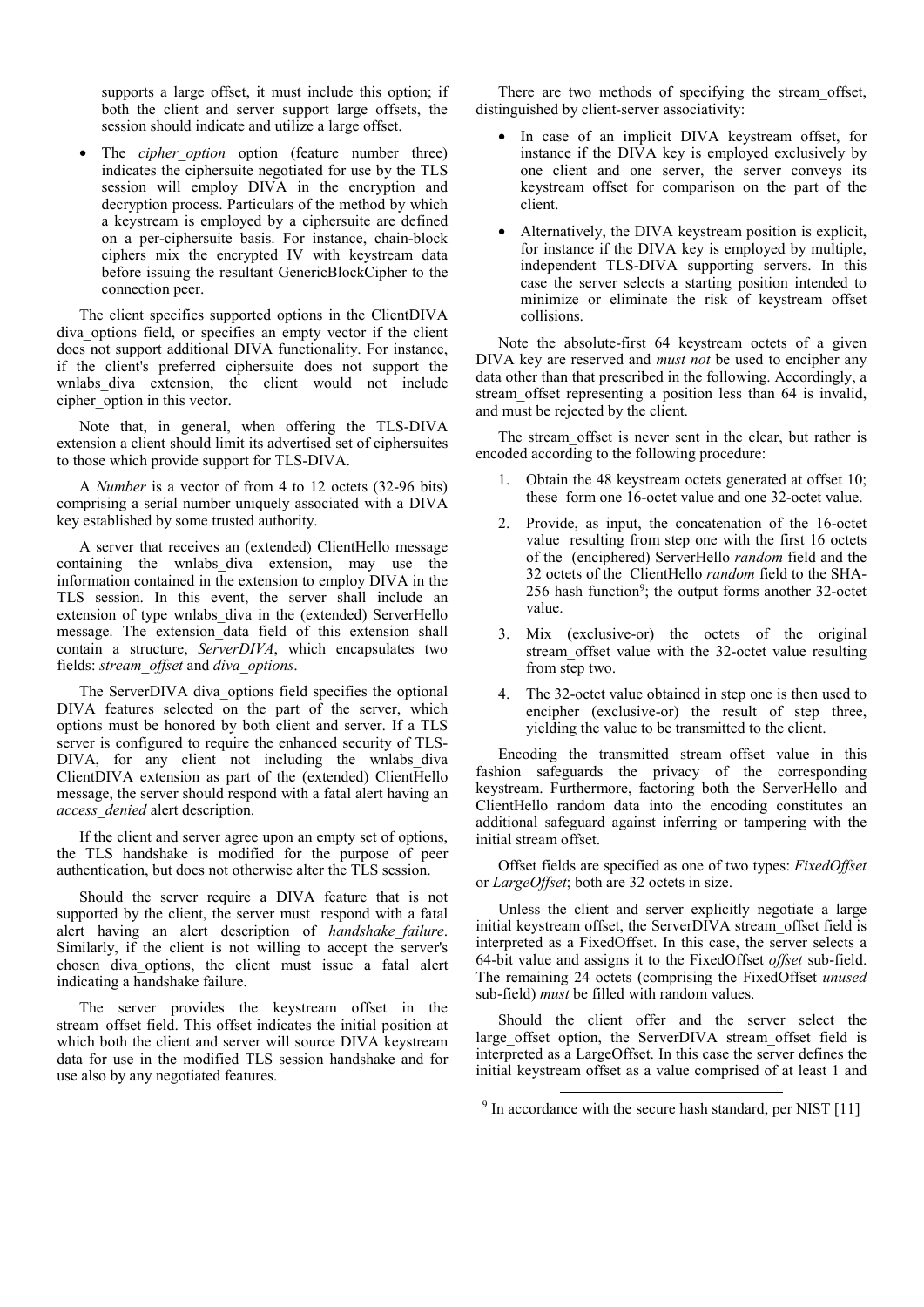supports a large offset, it must include this option; if both the client and server support large offsets, the session should indicate and utilize a large offset.

- The *cipher_option* option (feature number three) indicates the ciphersuite negotiated for use by the TLS session will employ DIVA in the encryption and decryption process. Particulars of the method by which a keystream is employed by a ciphersuite are defined on a per-ciphersuite basis. For instance, chain-block ciphers mix the encrypted IV with keystream data before issuing the resultant GenericBlockCipher to the connection peer.

The client specifies supported options in the ClientDIVA diva_options field, or specifies an empty vector if the client does not support additional DIVA functionality. For instance, if the client's preferred ciphersuite does not support the wnlabs_diva extension, the client would not include cipher_option in this vector.

Note that, in general, when offering the TLS-DIVA extension a client should limit its advertised set of ciphersuites to those which provide support for TLS-DIVA.

A *Number* is a vector of from 4 to 12 octets (32-96 bits) comprising a serial number uniquely associated with a DIVA key established by some trusted authority.

A server that receives an (extended) ClientHello message containing the wnlabs_diva extension, may use the information contained in the extension to employ DIVA in the TLS session. In this event, the server shall include an extension of type wnlabs_diva in the (extended) ServerHello message. The extension_data field of this extension shall contain a structure, *ServerDIVA*, which encapsulates two fields: *stream_offset* and *diva_options*.

The ServerDIVA diva_options field specifies the optional DIVA features selected on the part of the server, which options must be honored by both client and server. If a TLS server is configured to require the enhanced security of TLS-DIVA, for any client not including the wnlabs_diva ClientDIVA extension as part of the (extended) ClientHello message, the server should respond with a fatal alert having an *access_denied* alert description.

If the client and server agree upon an empty set of options, the TLS handshake is modified for the purpose of peer authentication, but does not otherwise alter the TLS session.

Should the server require a DIVA feature that is not supported by the client, the server must respond with a fatal alert having an alert description of *handshake_failure*. Similarly, if the client is not willing to accept the server's chosen diva_options, the client must issue a fatal alert indicating a handshake failure.

The server provides the keystream offset in the stream_offset field. This offset indicates the initial position at which both the client and server will source DIVA keystream data for use in the modified TLS session handshake and for use also by any negotiated features.

There are two methods of specifying the stream_offset, distinguished by client-server associativity:

- In case of an implicit DIVA keystream offset, for instance if the DIVA key is employed exclusively by one client and one server, the server conveys its keystream offset for comparison on the part of the client.
- Alternatively, the DIVA keystream position is explicit, for instance if the DIVA key is employed by multiple, independent TLS-DIVA supporting servers. In this case the server selects a starting position intended to minimize or eliminate the risk of keystream offset collisions.

Note the absolute-first 64 keystream octets of a given DIVA key are reserved and *must not* be used to encipher any data other than that prescribed in the following. Accordingly, a stream_offset representing a position less than 64 is invalid, and must be rejected by the client.

The stream_offset is never sent in the clear, but rather is encoded according to the following procedure:

1. Obtain the 48 keystream octets generated at offset 10; these form one 16-octet value and one 32-octet value.
2. Provide, as input, the concatenation of the 16-octet value resulting from step one with the first 16 octets of the (enciphered) ServerHello *random* field and the 32 octets of the ClientHello *random* field to the SHA-256 hash function[9]; the output forms another 32-octet value.
3. Mix (exclusive-or) the octets of the original stream_offset value with the 32-octet value resulting from step two.
4. The 32-octet value obtained in step one is then used to encipher (exclusive-or) the result of step three, yielding the value to be transmitted to the client.

Encoding the transmitted stream_offset value in this fashion safeguards the privacy of the corresponding keystream. Furthermore, factoring both the ServerHello and ClientHello random data into the encoding constitutes an additional safeguard against inferring or tampering with the initial stream offset.

Offset fields are specified as one of two types: *FixedOffset* or *LargeOffset*; both are 32 octets in size.

Unless the client and server explicitly negotiate a large initial keystream offset, the ServerDIVA stream_offset field is interpreted as a FixedOffset. In this case, the server selects a 64-bit value and assigns it to the FixedOffset *offset* sub-field. The remaining 24 octets (comprising the FixedOffset *unused* sub-field) *must* be filled with random values.

Should the client offer and the server select the large_offset option, the ServerDIVA stream_offset field is interpreted as a LargeOffset. In this case the server defines the initial keystream offset as a value comprised of at least 1 and

[9] In accordance with the secure hash standard, per NIST [11]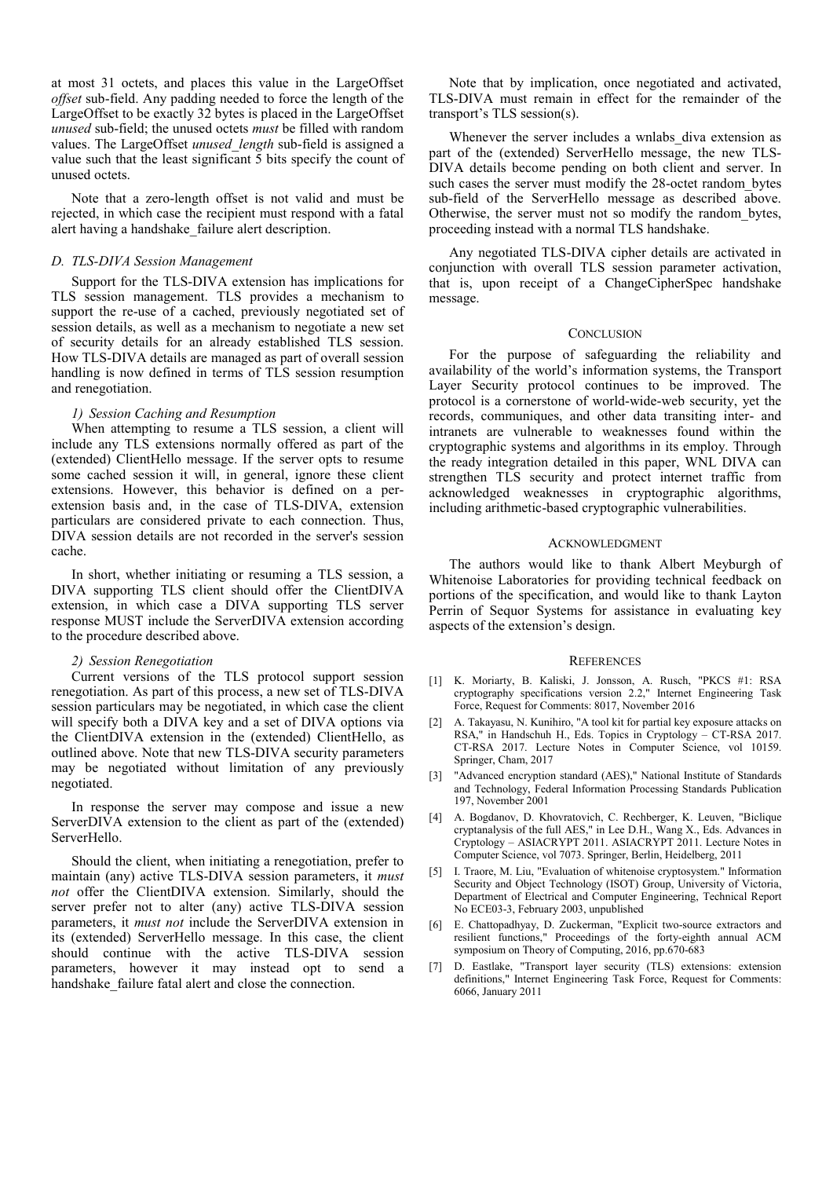at most 31 octets, and places this value in the LargeOffset *offset* sub-field. Any padding needed to force the length of the LargeOffset to be exactly 32 bytes is placed in the LargeOffset *unused* sub-field; the unused octets *must* be filled with random values. The LargeOffset *unused_length* sub-field is assigned a value such that the least significant 5 bits specify the count of unused octets.

Note that a zero-length offset is not valid and must be rejected, in which case the recipient must respond with a fatal alert having a handshake_failure alert description.

### D. TLS-DIVA Session Management

Support for the TLS-DIVA extension has implications for TLS session management. TLS provides a mechanism to support the re-use of a cached, previously negotiated set of session details, as well as a mechanism to negotiate a new set of security details for an already established TLS session. How TLS-DIVA details are managed as part of overall session handling is now defined in terms of TLS session resumption and renegotiation.

#### 1) Session Caching and Resumption

When attempting to resume a TLS session, a client will include any TLS extensions normally offered as part of the (extended) ClientHello message. If the server opts to resume some cached session it will, in general, ignore these client extensions. However, this behavior is defined on a per-extension basis and, in the case of TLS-DIVA, extension particulars are considered private to each connection. Thus, DIVA session details are not recorded in the server's session cache.

In short, whether initiating or resuming a TLS session, a DIVA supporting TLS client should offer the ClientDIVA extension, in which case a DIVA supporting TLS server response MUST include the ServerDIVA extension according to the procedure described above.

#### 2) Session Renegotiation

Current versions of the TLS protocol support session renegotiation. As part of this process, a new set of TLS-DIVA session particulars may be negotiated, in which case the client will specify both a DIVA key and a set of DIVA options via the ClientDIVA extension in the (extended) ClientHello, as outlined above. Note that new TLS-DIVA security parameters may be negotiated without limitation of any previously negotiated.

In response the server may compose and issue a new ServerDIVA extension to the client as part of the (extended) ServerHello.

Should the client, when initiating a renegotiation, prefer to maintain (any) active TLS-DIVA session parameters, it *must not* offer the ClientDIVA extension. Similarly, should the server prefer not to alter (any) active TLS-DIVA session parameters, it *must not* include the ServerDIVA extension in its (extended) ServerHello message. In this case, the client should continue with the active TLS-DIVA session parameters, however it may instead opt to send a handshake_failure fatal alert and close the connection.

Note that by implication, once negotiated and activated, TLS-DIVA must remain in effect for the remainder of the transport's TLS session(s).

Whenever the server includes a wnlabs_diva extension as part of the (extended) ServerHello message, the new TLS-DIVA details become pending on both client and server. In such cases the server must modify the 28-octet random_bytes sub-field of the ServerHello message as described above. Otherwise, the server must not so modify the random_bytes, proceeding instead with a normal TLS handshake.

Any negotiated TLS-DIVA cipher details are activated in conjunction with overall TLS session parameter activation, that is, upon receipt of a ChangeCipherSpec handshake message.

## Conclusion

For the purpose of safeguarding the reliability and availability of the world's information systems, the Transport Layer Security protocol continues to be improved. The protocol is a cornerstone of world-wide-web security, yet the records, communiques, and other data transiting inter- and intranets are vulnerable to weaknesses found within the cryptographic systems and algorithms in its employ. Through the ready integration detailed in this paper, WNL DIVA can strengthen TLS security and protect internet traffic from acknowledged weaknesses in cryptographic algorithms, including arithmetic-based cryptographic vulnerabilities.

## Acknowledgment

The authors would like to thank Albert Meyburgh of Whitenoise Laboratories for providing technical feedback on portions of the specification, and would like to thank Layton Perrin of Sequor Systems for assistance in evaluating key aspects of the extension's design.

## References

[1] K. Moriarty, B. Kaliski, J. Jonsson, A. Rusch, "PKCS #1: RSA cryptography specifications version 2.2," Internet Engineering Task Force, Request for Comments: 8017, November 2016

[2] A. Takayasu, N. Kunihiro, "A tool kit for partial key exposure attacks on RSA," in Handschuh H., Eds. Topics in Cryptology – CT-RSA 2017. CT-RSA 2017. Lecture Notes in Computer Science, vol 10159. Springer, Cham, 2017

[3] "Advanced encryption standard (AES)," National Institute of Standards and Technology, Federal Information Processing Standards Publication 197, November 2001

[4] A. Bogdanov, D. Khovratovich, C. Rechberger, K. Leuven, "Biclique cryptanalysis of the full AES," in Lee D.H., Wang X., Eds. Advances in Cryptology – ASIACRYPT 2011. ASIACRYPT 2011. Lecture Notes in Computer Science, vol 7073. Springer, Berlin, Heidelberg, 2011

[5] I. Traore, M. Liu, "Evaluation of whitenoise cryptosystem." Information Security and Object Technology (ISOT) Group, University of Victoria, Department of Electrical and Computer Engineering, Technical Report No ECE03-3, February 2003, unpublished

[6] E. Chattopadhyay, D. Zuckerman, "Explicit two-source extractors and resilient functions," Proceedings of the forty-eighth annual ACM symposium on Theory of Computing, 2016, pp.670-683

[7] D. Eastlake, "Transport layer security (TLS) extensions: extension definitions," Internet Engineering Task Force, Request for Comments: 6066, January 2011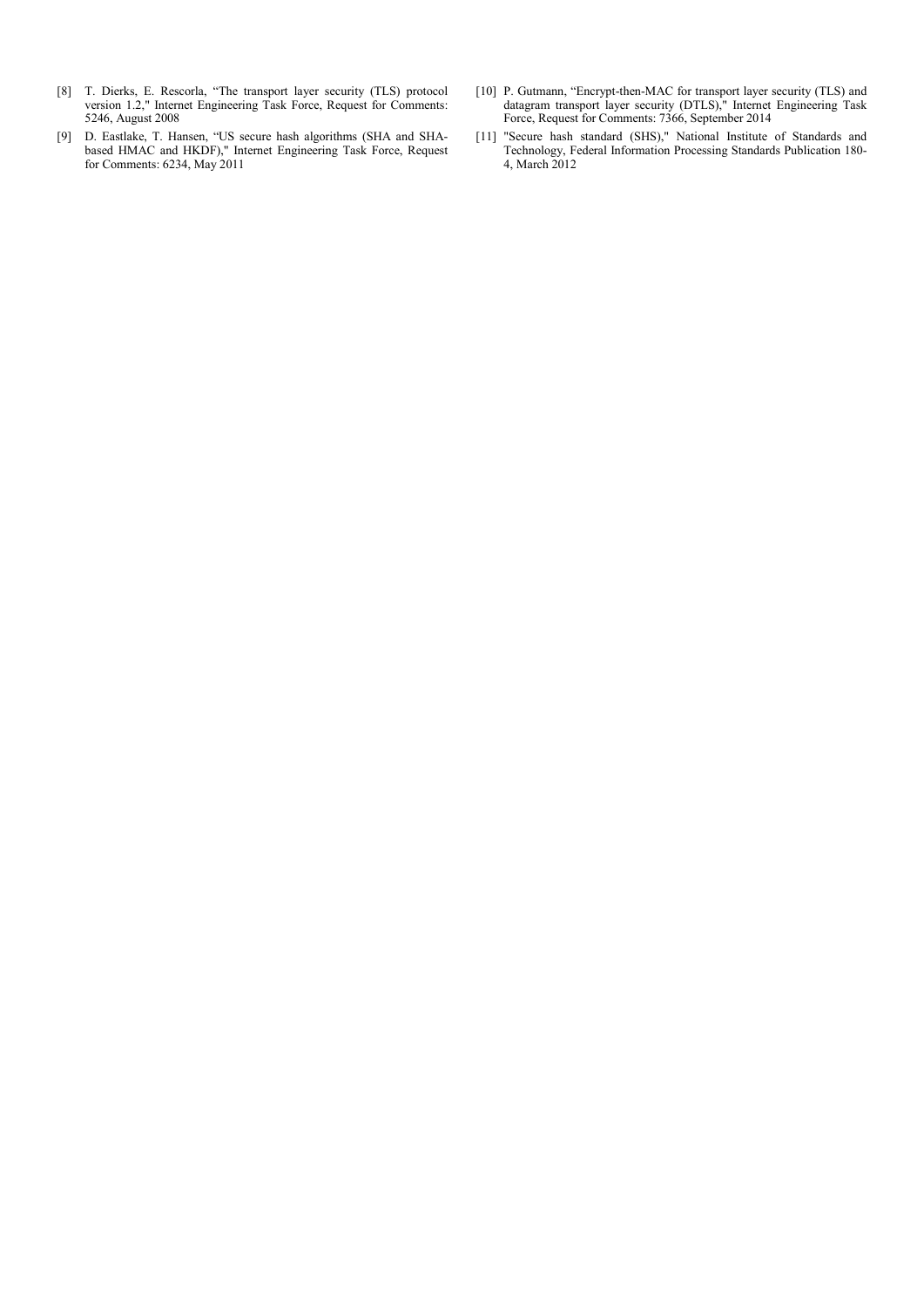[8] T. Dierks, E. Rescorla, "The transport layer security (TLS) protocol version 1.2," Internet Engineering Task Force, Request for Comments: 5246, August 2008

[9] D. Eastlake, T. Hansen, "US secure hash algorithms (SHA and SHA-based HMAC and HKDF)," Internet Engineering Task Force, Request for Comments: 6234, May 2011

[10] P. Gutmann, "Encrypt-then-MAC for transport layer security (TLS) and datagram transport layer security (DTLS)," Internet Engineering Task Force, Request for Comments: 7366, September 2014

[11] "Secure hash standard (SHS)," National Institute of Standards and Technology, Federal Information Processing Standards Publication 180-4, March 2012